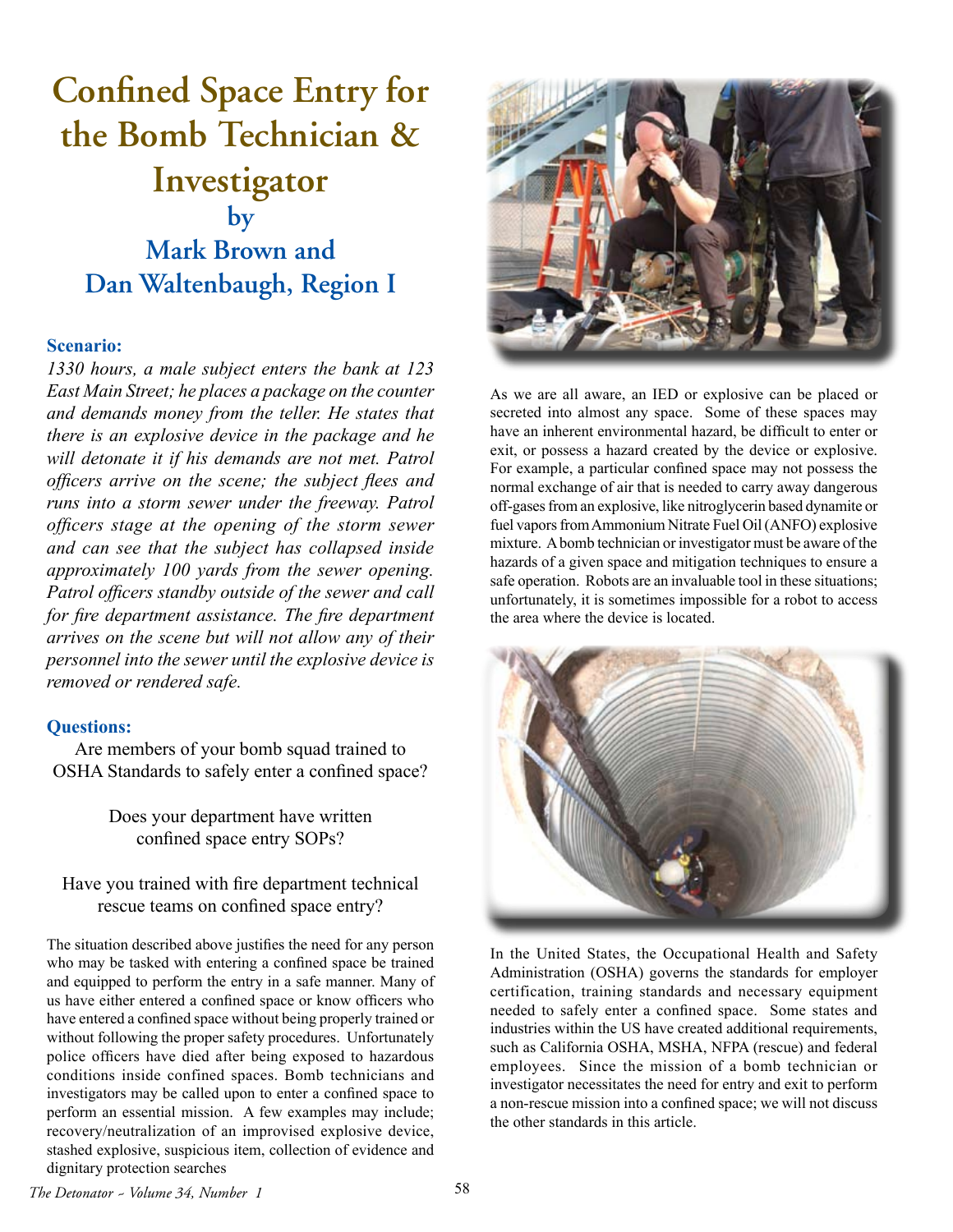# Confined Space Entry for the Bomb Technician & Investigator

## by

## Mark Brown and Dan Waltenbaugh, Region I

**Scenario:**

*1330 hours, a male subject enters the bank at 123 East Main Street; he places a package on the counter and demands money from the teller. He states that there is an explosive device in the package and he will detonate it if his demands are not met. Patrol officers arrive on the scene; the subject flees and runs into a storm sewer under the freeway. Patrol officers stage at the opening of the storm sewer and can see that the subject has collapsed inside approximately 100 yards from the sewer opening. Patrol officers standby outside of the sewer and call for fire department assistance. The fire department arrives on the scene but will not allow any of their personnel into the sewer until the explosive device is removed or rendered safe.*

**Questions:**

Are members of your bomb squad trained to OSHA Standards to safely enter a confined space?

Does your department have written confined space entry SOPs?

Have you trained with fire department technical rescue teams on confined space entry?

The situation described above justifies the need for any person who may be tasked with entering a confined space be trained and equipped to perform the entry in a safe manner. Many of us have either entered a confined space or know officers who have entered a confined space without being properly trained or without following the proper safety procedures. Unfortunately police officers have died after being exposed to hazardous conditions inside confined spaces. Bomb technicians and investigators may be called upon to enter a confined space to perform an essential mission. A few examples may include; recovery/neutralization of an improvised explosive device, stashed explosive, suspicious item, collection of evidence and dignitary protection searches

As we are all aware, an IED or explosive can be placed or secreted into almost any space. Some of these spaces may have an inherent environmental hazard, be difficult to enter or exit, or possess a hazard created by the device or explosive. For example, a particular confined space may not possess the normal exchange of air that is needed to carry away dangerous off-gases from an explosive, like nitroglycerin based dynamite or fuel vapors from Ammonium Nitrate Fuel Oil (ANFO) explosive mixture. A bomb technician or investigator must be aware of the hazards of a given space and mitigation techniques to ensure a safe operation. Robots are an invaluable tool in these situations; unfortunately, it is sometimes impossible for a robot to access the area where the device is located.

In the United States, the Occupational Health and Safety Administration (OSHA) governs the standards for employer certification, training standards and necessary equipment needed to safely enter a confined space. Some states and industries within the US have created additional requirements, such as California OSHA, MSHA, NFPA (rescue) and federal employees. Since the mission of a bomb technician or investigator necessitates the need for entry and exit to perform a non-rescue mission into a confined space; we will not discuss the other standards in this article.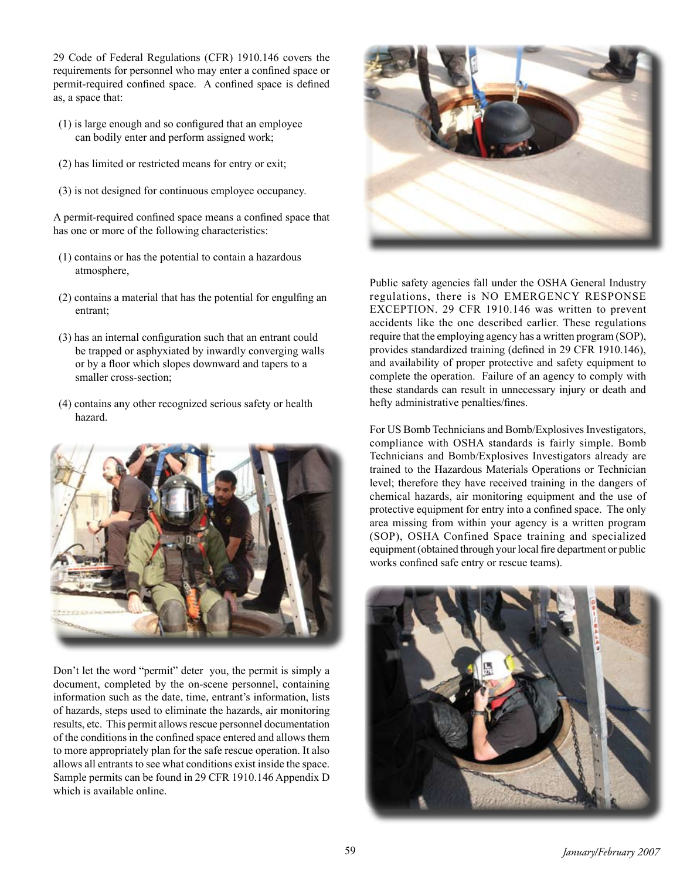29 Code of Federal Regulations (CFR) 1910.146 covers the requirements for personnel who may enter a confined space or permit-required confined space. A confined space is defined as, a space that:

(1) is large enough and so configured that an employee can bodily enter and perform assigned work;

(2) has limited or restricted means for entry or exit;

(3) is not designed for continuous employee occupancy.

A permit-required confined space means a confined space that has one or more of the following characteristics:

(1) contains or has the potential to contain a hazardous atmosphere,

(2) contains a material that has the potential for engulfing an entrant;

(3) has an internal configuration such that an entrant could be trapped or asphyxiated by inwardly converging walls or by a floor which slopes downward and tapers to a smaller cross-section;

(4) contains any other recognized serious safety or health hazard.

Don't let the word "permit" deter you, the permit is simply a document, completed by the on-scene personnel, containing information such as the date, time, entrant's information, lists of hazards, steps used to eliminate the hazards, air monitoring results, etc. This permit allows rescue personnel documentation of the conditions in the confined space entered and allows them to more appropriately plan for the safe rescue operation. It also allows all entrants to see what conditions exist inside the space. Sample permits can be found in 29 CFR 1910.146 Appendix D which is available online.

Public safety agencies fall under the OSHA General Industry regulations, there is NO EMERGENCY RESPONSE EXCEPTION. 29 CFR 1910.146 was written to prevent accidents like the one described earlier. These regulations require that the employing agency has a written program (SOP), provides standardized training (defined in 29 CFR 1910.146), and availability of proper protective and safety equipment to complete the operation. Failure of an agency to comply with these standards can result in unnecessary injury or death and hefty administrative penalties/fines.

For US Bomb Technicians and Bomb/Explosives Investigators, compliance with OSHA standards is fairly simple. Bomb Technicians and Bomb/Explosives Investigators already are trained to the Hazardous Materials Operations or Technician level; therefore they have received training in the dangers of chemical hazards, air monitoring equipment and the use of protective equipment for entry into a confined space. The only area missing from within your agency is a written program (SOP), OSHA Confined Space training and specialized equipment (obtained through your local fire department or public works confined safe entry or rescue teams).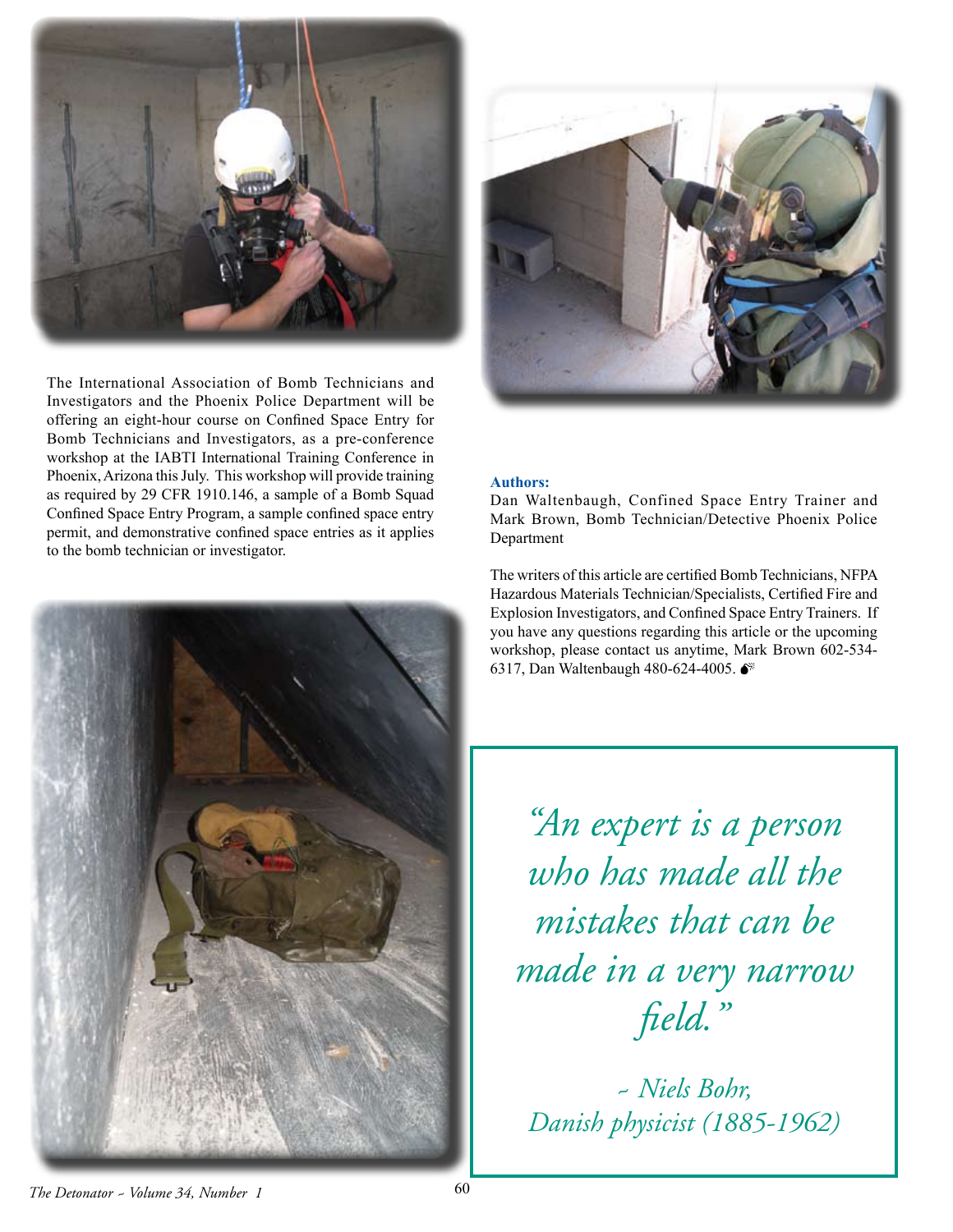The International Association of Bomb Technicians and Investigators and the Phoenix Police Department will be offering an eight-hour course on Confined Space Entry for Bomb Technicians and Investigators, as a pre-conference workshop at the IABTI International Training Conference in Phoenix, Arizona this July. This workshop will provide training as required by 29 CFR 1910.146, a sample of a Bomb Squad Confined Space Entry Program, a sample confined space entry permit, and demonstrative confined space entries as it applies to the bomb technician or investigator.

**Authors:**
Dan Waltenbaugh, Confined Space Entry Trainer and Mark Brown, Bomb Technician/Detective Phoenix Police Department

The writers of this article are certified Bomb Technicians, NFPA Hazardous Materials Technician/Specialists, Certified Fire and Explosion Investigators, and Confined Space Entry Trainers. If you have any questions regarding this article or the upcoming workshop, please contact us anytime, Mark Brown 602-534-6317, Dan Waltenbaugh 480-624-4005.

*"An expert is a person who has made all the mistakes that can be made in a very narrow field."*

*~ Niels Bohr, Danish physicist (1885-1962)*